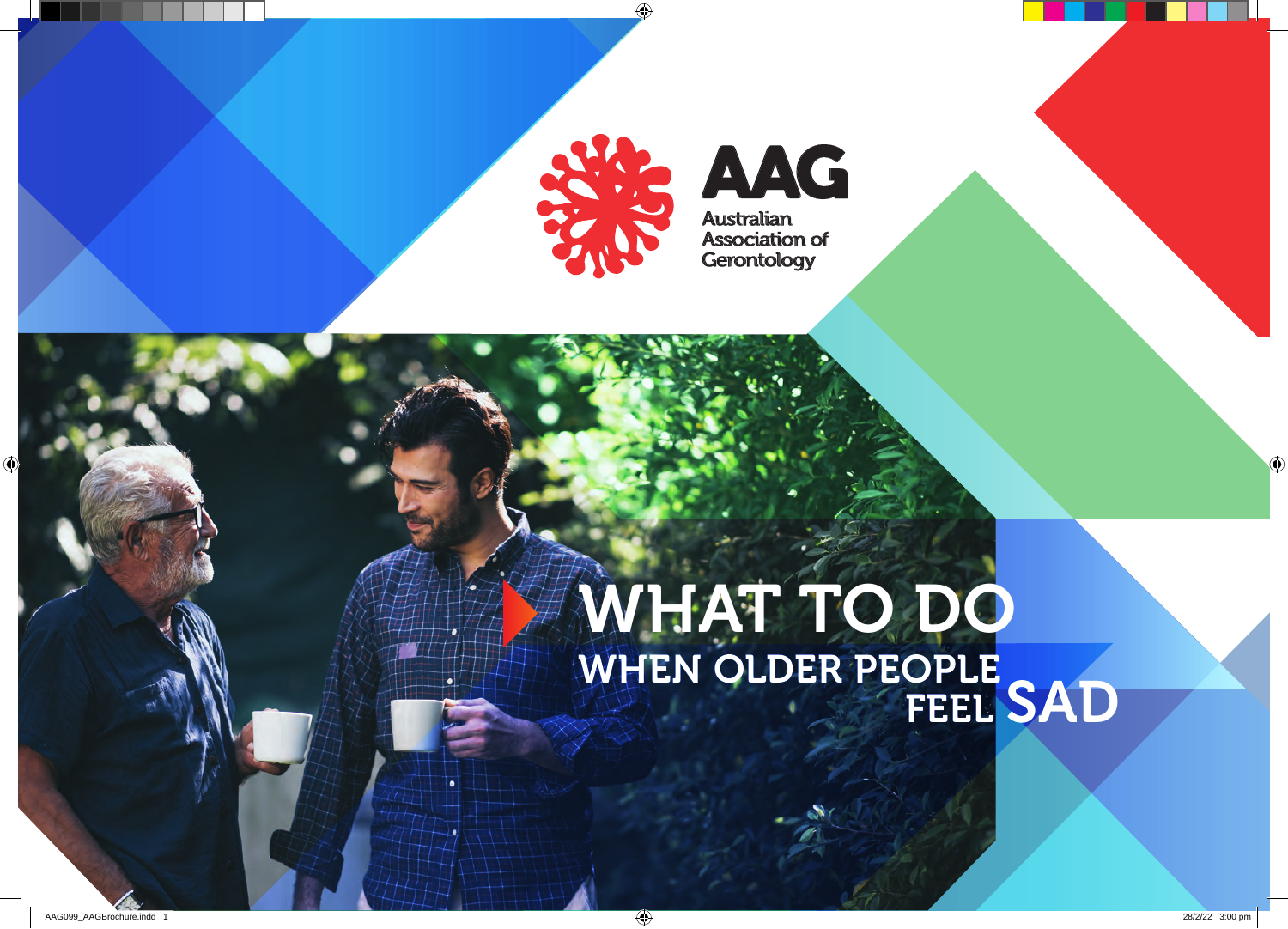AAG

Australian Association of Gerontology

# WHAT TO DO WHEN OLDER PEOPLE FEEL SAD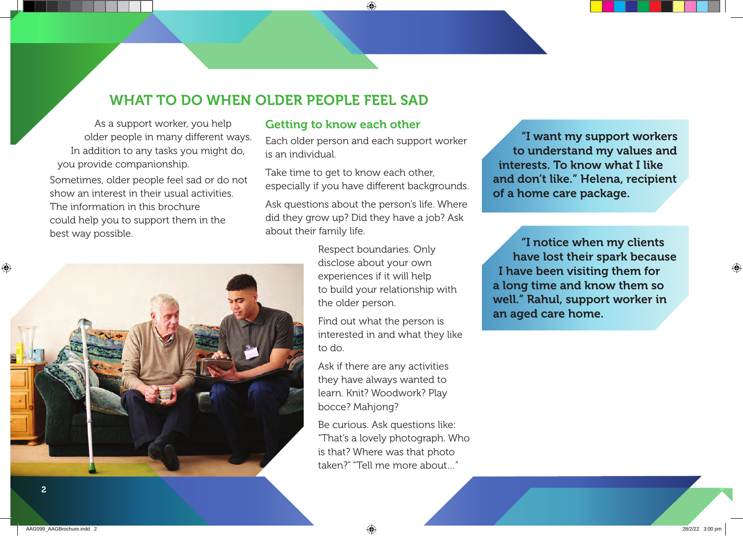# WHAT TO DO WHEN OLDER PEOPLE FEEL SAD

As a support worker, you help older people in many different ways. In addition to any tasks you might do, you provide companionship.

Sometimes, older people feel sad or do not show an interest in their usual activities. The information in this brochure could help you to support them in the best way possible.

## Getting to know each other

Each older person and each support worker is an individual.

Take time to get to know each other, especially if you have different backgrounds.

Ask questions about the person's life. Where did they grow up? Did they have a job? Ask about their family life.

Respect boundaries. Only disclose about your own experiences if it will help to build your relationship with the older person.

Find out what the person is interested in and what they like to do.

Ask if there are any activities they have always wanted to learn. Knit? Woodwork? Play bocce? Mahjong?

Be curious. Ask questions like: "That's a lovely photograph. Who is that? Where was that photo taken?" "Tell me more about..."

**"I want my support workers to understand my values and interests. To know what I like and don't like." Helena, recipient of a home care package.**

**"I notice when my clients have lost their spark because I have been visiting them for a long time and know them so well." Rahul, support worker in an aged care home.**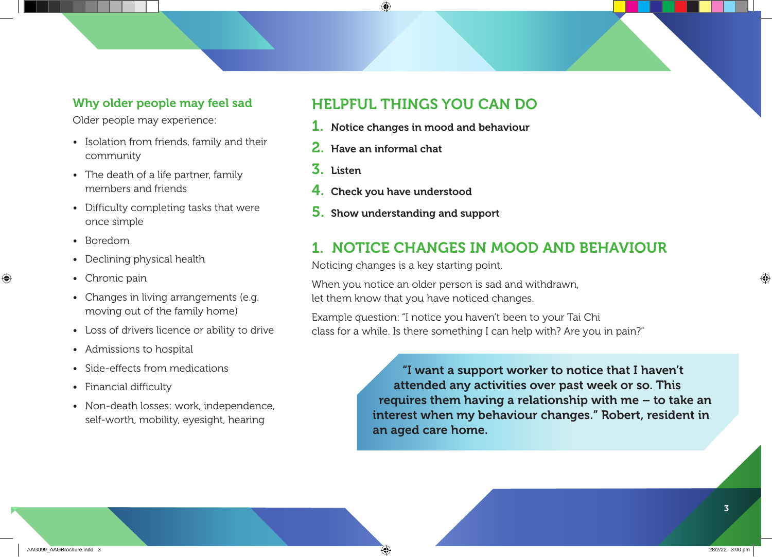### Why older people may feel sad

Older people may experience:

- Isolation from friends, family and their community
- The death of a life partner, family members and friends
- Difficulty completing tasks that were once simple
- Boredom
- Declining physical health
- Chronic pain
- Changes in living arrangements (e.g. moving out of the family home)
- Loss of drivers licence or ability to drive
- Admissions to hospital
- Side-effects from medications
- Financial difficulty
- Non-death losses: work, independence, self-worth, mobility, eyesight, hearing

## HELPFUL THINGS YOU CAN DO

1. **Notice changes in mood and behaviour**
2. **Have an informal chat**
3. **Listen**
4. **Check you have understood**
5. **Show understanding and support**

## 1. NOTICE CHANGES IN MOOD AND BEHAVIOUR

Noticing changes is a key starting point.

When you notice an older person is sad and withdrawn, let them know that you have noticed changes.

Example question: "I notice you haven't been to your Tai Chi class for a while. Is there something I can help with? Are you in pain?"

> **"I want a support worker to notice that I haven't attended any activities over past week or so. This requires them having a relationship with me – to take an interest when my behaviour changes." Robert, resident in an aged care home.**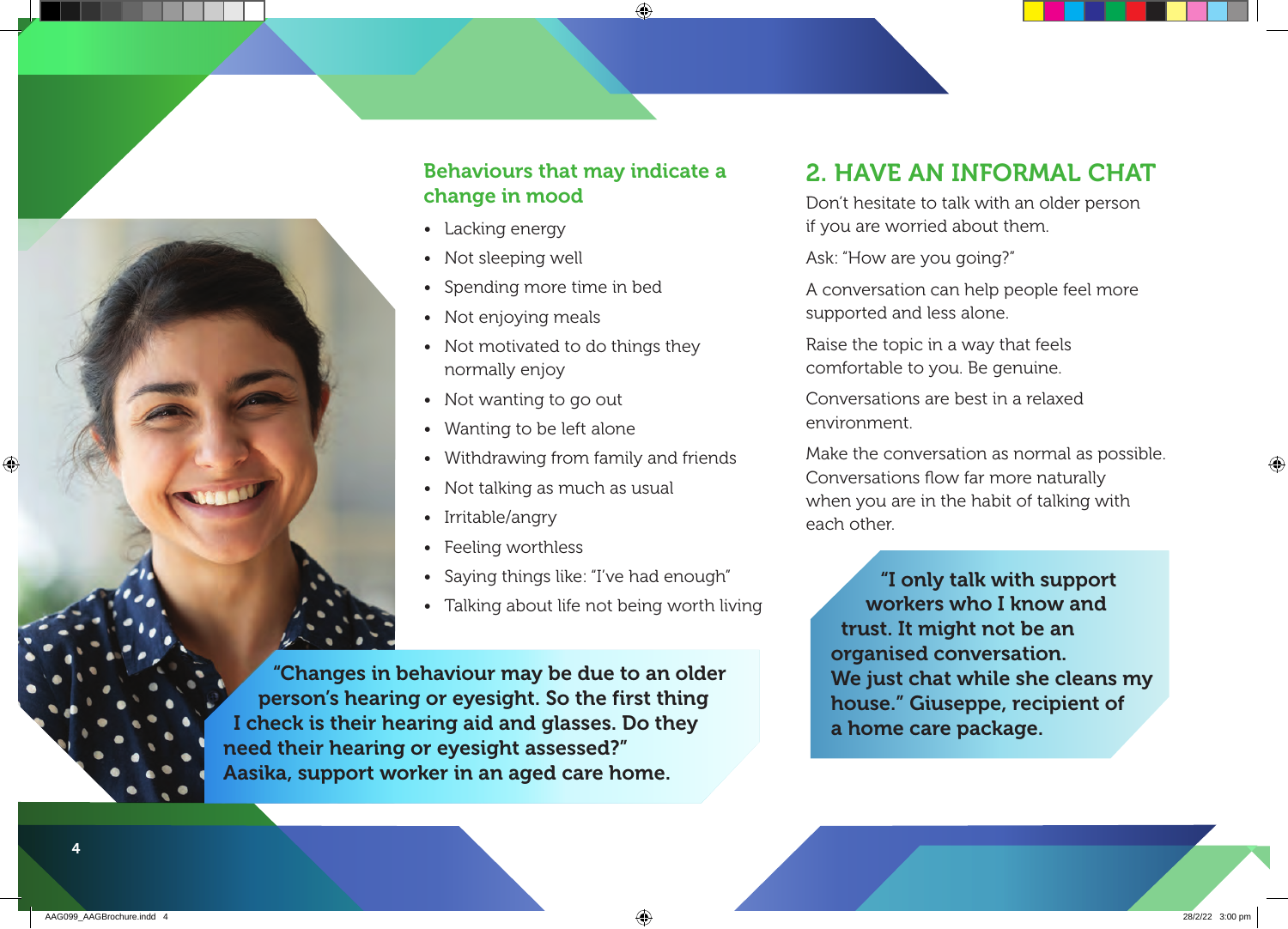### Behaviours that may indicate a change in mood

- Lacking energy
- Not sleeping well
- Spending more time in bed
- Not enjoying meals
- Not motivated to do things they normally enjoy
- Not wanting to go out
- Wanting to be left alone
- Withdrawing from family and friends
- Not talking as much as usual
- Irritable/angry
- Feeling worthless
- Saying things like: "I've had enough"
- Talking about life not being worth living

**"Changes in behaviour may be due to an older person's hearing or eyesight. So the first thing I check is their hearing aid and glasses. Do they need their hearing or eyesight assessed?" Aasika, support worker in an aged care home.**

## 2. HAVE AN INFORMAL CHAT

Don't hesitate to talk with an older person if you are worried about them.

Ask: "How are you going?"

A conversation can help people feel more supported and less alone.

Raise the topic in a way that feels comfortable to you. Be genuine.

Conversations are best in a relaxed environment.

Make the conversation as normal as possible. Conversations flow far more naturally when you are in the habit of talking with each other.

**"I only talk with support workers who I know and trust. It might not be an organised conversation. We just chat while she cleans my house." Giuseppe, recipient of a home care package.**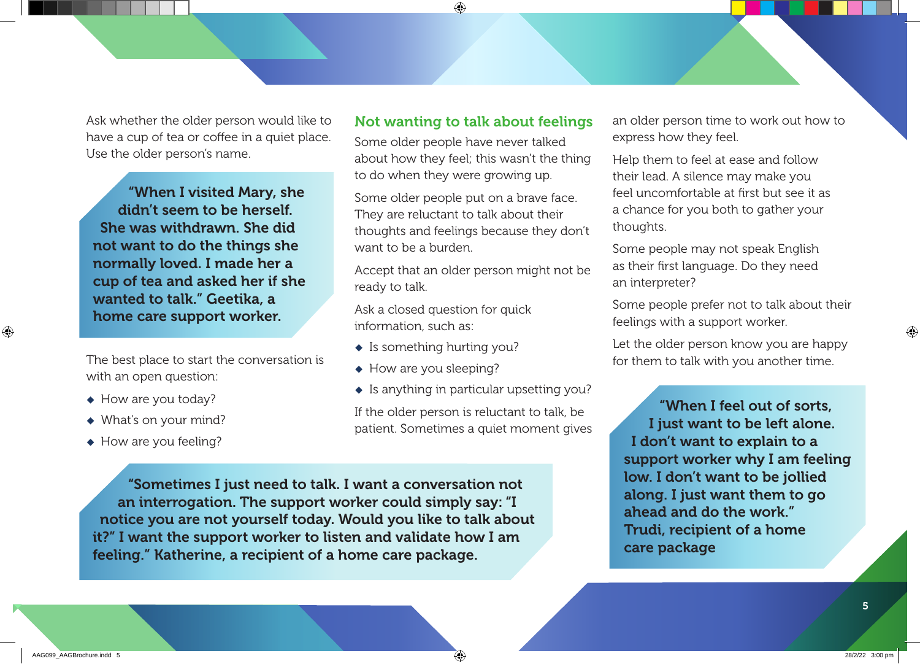Ask whether the older person would like to have a cup of tea or coffee in a quiet place. Use the older person's name.

> **"When I visited Mary, she didn't seem to be herself. She was withdrawn. She did not want to do the things she normally loved. I made her a cup of tea and asked her if she wanted to talk." Geetika, a home care support worker.**

The best place to start the conversation is with an open question:

- How are you today?
- What's on your mind?
- How are you feeling?

## Not wanting to talk about feelings

Some older people have never talked about how they feel; this wasn't the thing to do when they were growing up.

Some older people put on a brave face. They are reluctant to talk about their thoughts and feelings because they don't want to be a burden.

Accept that an older person might not be ready to talk.

Ask a closed question for quick information, such as:

- Is something hurting you?
- How are you sleeping?
- Is anything in particular upsetting you?

If the older person is reluctant to talk, be patient. Sometimes a quiet moment gives an older person time to work out how to express how they feel.

Help them to feel at ease and follow their lead. A silence may make you feel uncomfortable at first but see it as a chance for you both to gather your thoughts.

Some people may not speak English as their first language. Do they need an interpreter?

Some people prefer not to talk about their feelings with a support worker.

Let the older person know you are happy for them to talk with you another time.

> **"When I feel out of sorts, I just want to be left alone. I don't want to explain to a support worker why I am feeling low. I don't want to be jollied along. I just want them to go ahead and do the work." Trudi, recipient of a home care package**

> **"Sometimes I just need to talk. I want a conversation not an interrogation. The support worker could simply say: "I notice you are not yourself today. Would you like to talk about it?" I want the support worker to listen and validate how I am feeling." Katherine, a recipient of a home care package.**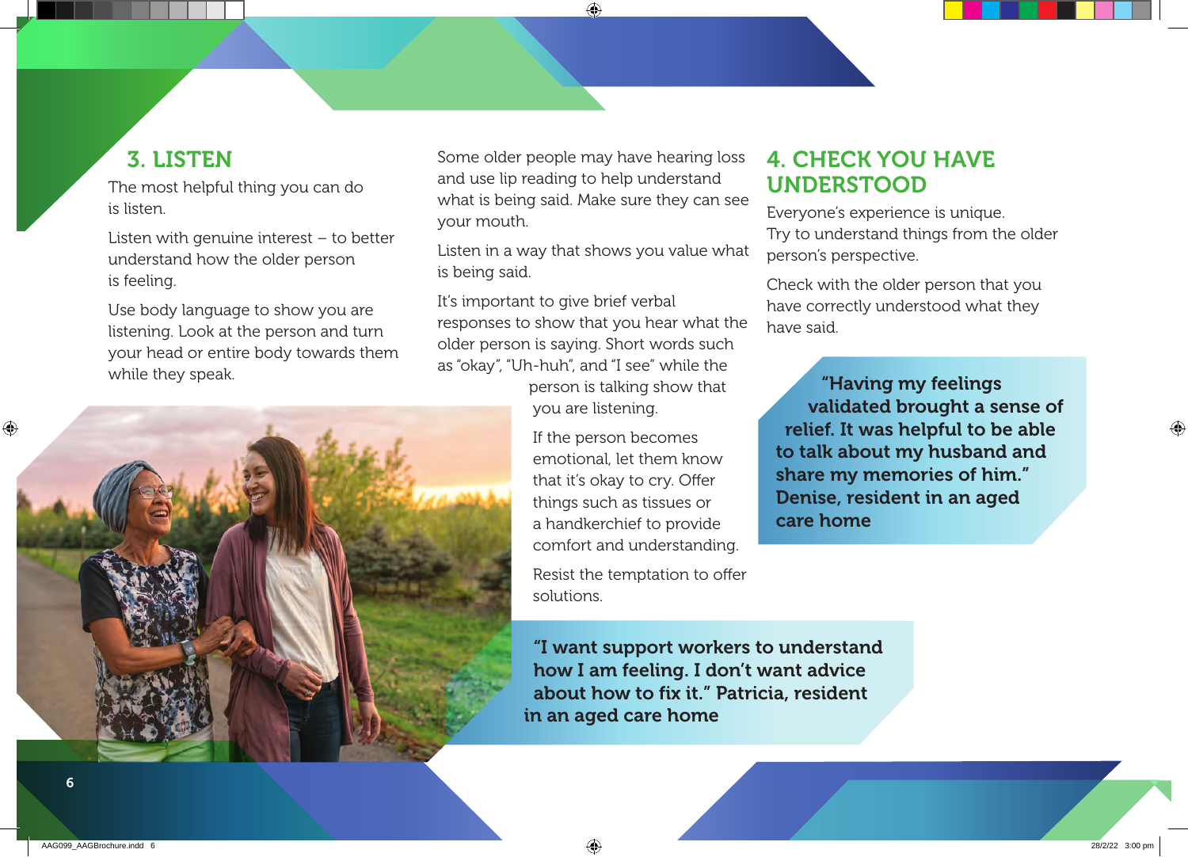## 3. LISTEN

The most helpful thing you can do is listen.

Listen with genuine interest – to better understand how the older person is feeling.

Use body language to show you are listening. Look at the person and turn your head or entire body towards them while they speak.

Some older people may have hearing loss and use lip reading to help understand what is being said. Make sure they can see your mouth.

Listen in a way that shows you value what is being said.

It's important to give brief verbal responses to show that you hear what the older person is saying. Short words such as "okay", "Uh-huh", and "I see" while the person is talking show that you are listening.

If the person becomes emotional, let them know that it's okay to cry. Offer things such as tissues or a handkerchief to provide comfort and understanding.

Resist the temptation to offer solutions.

**"I want support workers to understand how I am feeling. I don't want advice about how to fix it." Patricia, resident in an aged care home**

## 4. CHECK YOU HAVE UNDERSTOOD

Everyone's experience is unique. Try to understand things from the older person's perspective.

Check with the older person that you have correctly understood what they have said.

**"Having my feelings validated brought a sense of relief. It was helpful to be able to talk about my husband and share my memories of him." Denise, resident in an aged care home**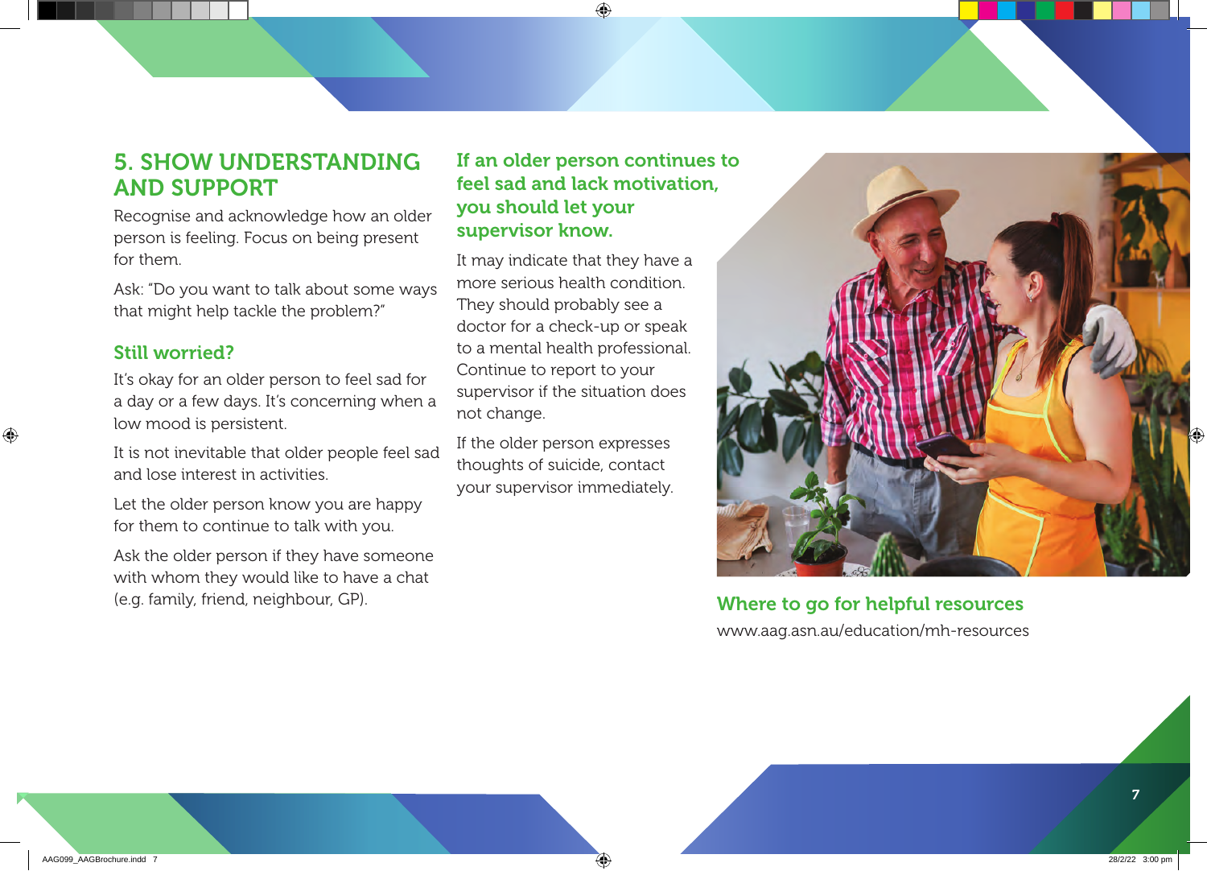## 5. SHOW UNDERSTANDING AND SUPPORT

Recognise and acknowledge how an older person is feeling. Focus on being present for them.

Ask: “Do you want to talk about some ways that might help tackle the problem?”

### Still worried?

It’s okay for an older person to feel sad for a day or a few days. It’s concerning when a low mood is persistent.

It is not inevitable that older people feel sad and lose interest in activities.

Let the older person know you are happy for them to continue to talk with you.

Ask the older person if they have someone with whom they would like to have a chat (e.g. family, friend, neighbour, GP).

### If an older person continues to feel sad and lack motivation, you should let your supervisor know.

It may indicate that they have a more serious health condition. They should probably see a doctor for a check-up or speak to a mental health professional. Continue to report to your supervisor if the situation does not change.

If the older person expresses thoughts of suicide, contact your supervisor immediately.

### Where to go for helpful resources

www.aag.asn.au/education/mh-resources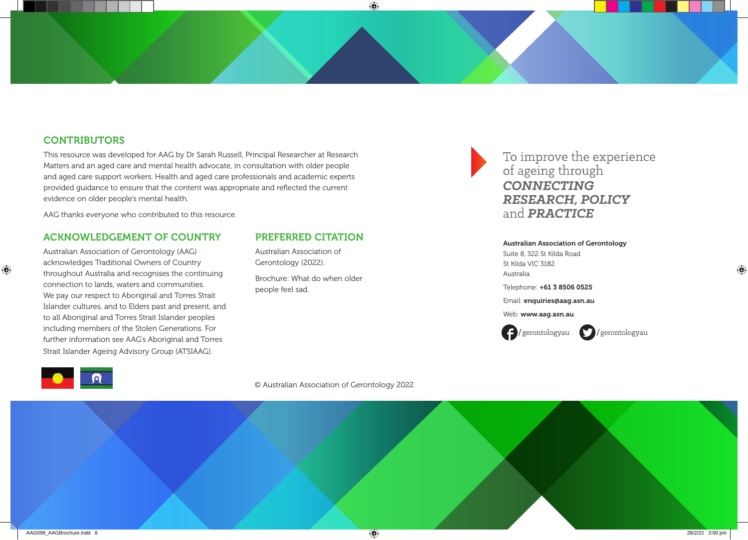## CONTRIBUTORS

This resource was developed for AAG by Dr Sarah Russell, Principal Researcher at Research Matters and an aged care and mental health advocate, in consultation with older people and aged care support workers. Health and aged care professionals and academic experts provided guidance to ensure that the content was appropriate and reflected the current evidence on older people's mental health.

AAG thanks everyone who contributed to this resource.

## ACKNOWLEDGEMENT OF COUNTRY

Australian Association of Gerontology (AAG) acknowledges Traditional Owners of Country throughout Australia and recognises the continuing connection to lands, waters and communities. We pay our respect to Aboriginal and Torres Strait Islander cultures, and to Elders past and present, and to all Aboriginal and Torres Strait Islander peoples including members of the Stolen Generations. For further information see AAG's Aboriginal and Torres Strait Islander Ageing Advisory Group (ATSIAAG).

## PREFERRED CITATION

Australian Association of Gerontology (2022).

Brochure: What do when older people feel sad.

© Australian Association of Gerontology 2022

To improve the experience of ageing through ***CONNECTING RESEARCH, POLICY*** and ***PRACTICE***

**Australian Association of Gerontology**
Suite 8, 322 St Kilda Road
St Kilda VIC 3182
Australia

Telephone: **+61 3 8506 0525**

Email: **enquiries@aag.asn.au**

Web: **www.aag.asn.au**

/gerontologyau /gerontologyau